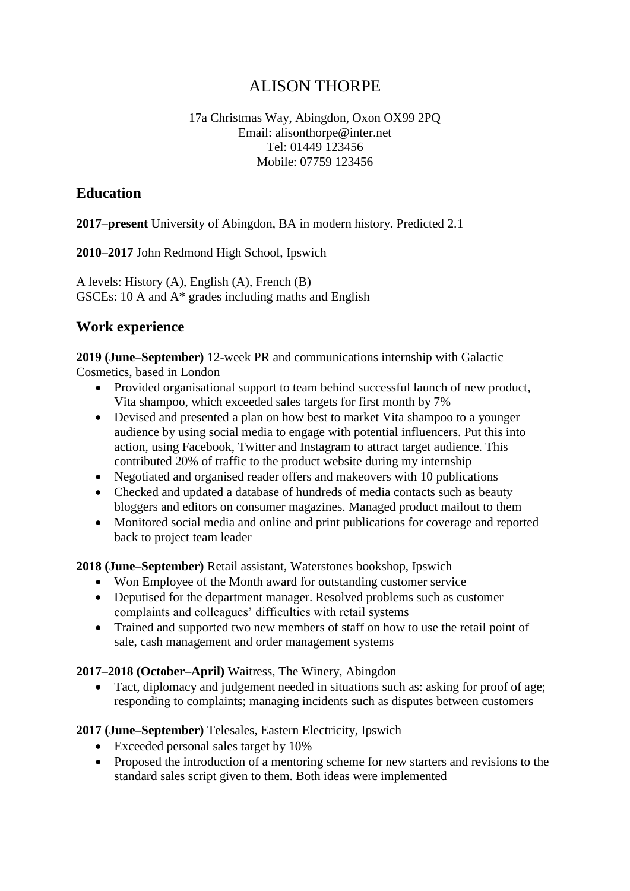# ALISON THORPE

17a Christmas Way, Abingdon, Oxon OX99 2PQ
Email: alisonthorpe@inter.net
Tel: 01449 123456
Mobile: 07759 123456

## Education

**2017–present** University of Abingdon, BA in modern history. Predicted 2.1

**2010–2017** John Redmond High School, Ipswich

A levels: History (A), English (A), French (B)
GSCEs: 10 A and A* grades including maths and English

## Work experience

**2019 (June–September)** 12-week PR and communications internship with Galactic Cosmetics, based in London

- Provided organisational support to team behind successful launch of new product, Vita shampoo, which exceeded sales targets for first month by 7%
- Devised and presented a plan on how best to market Vita shampoo to a younger audience by using social media to engage with potential influencers. Put this into action, using Facebook, Twitter and Instagram to attract target audience. This contributed 20% of traffic to the product website during my internship
- Negotiated and organised reader offers and makeovers with 10 publications
- Checked and updated a database of hundreds of media contacts such as beauty bloggers and editors on consumer magazines. Managed product mailout to them
- Monitored social media and online and print publications for coverage and reported back to project team leader

**2018 (June–September)** Retail assistant, Waterstones bookshop, Ipswich

- Won Employee of the Month award for outstanding customer service
- Deputised for the department manager. Resolved problems such as customer complaints and colleagues' difficulties with retail systems
- Trained and supported two new members of staff on how to use the retail point of sale, cash management and order management systems

**2017–2018 (October–April)** Waitress, The Winery, Abingdon

- Tact, diplomacy and judgement needed in situations such as: asking for proof of age; responding to complaints; managing incidents such as disputes between customers

**2017 (June–September)** Telesales, Eastern Electricity, Ipswich

- Exceeded personal sales target by 10%
- Proposed the introduction of a mentoring scheme for new starters and revisions to the standard sales script given to them. Both ideas were implemented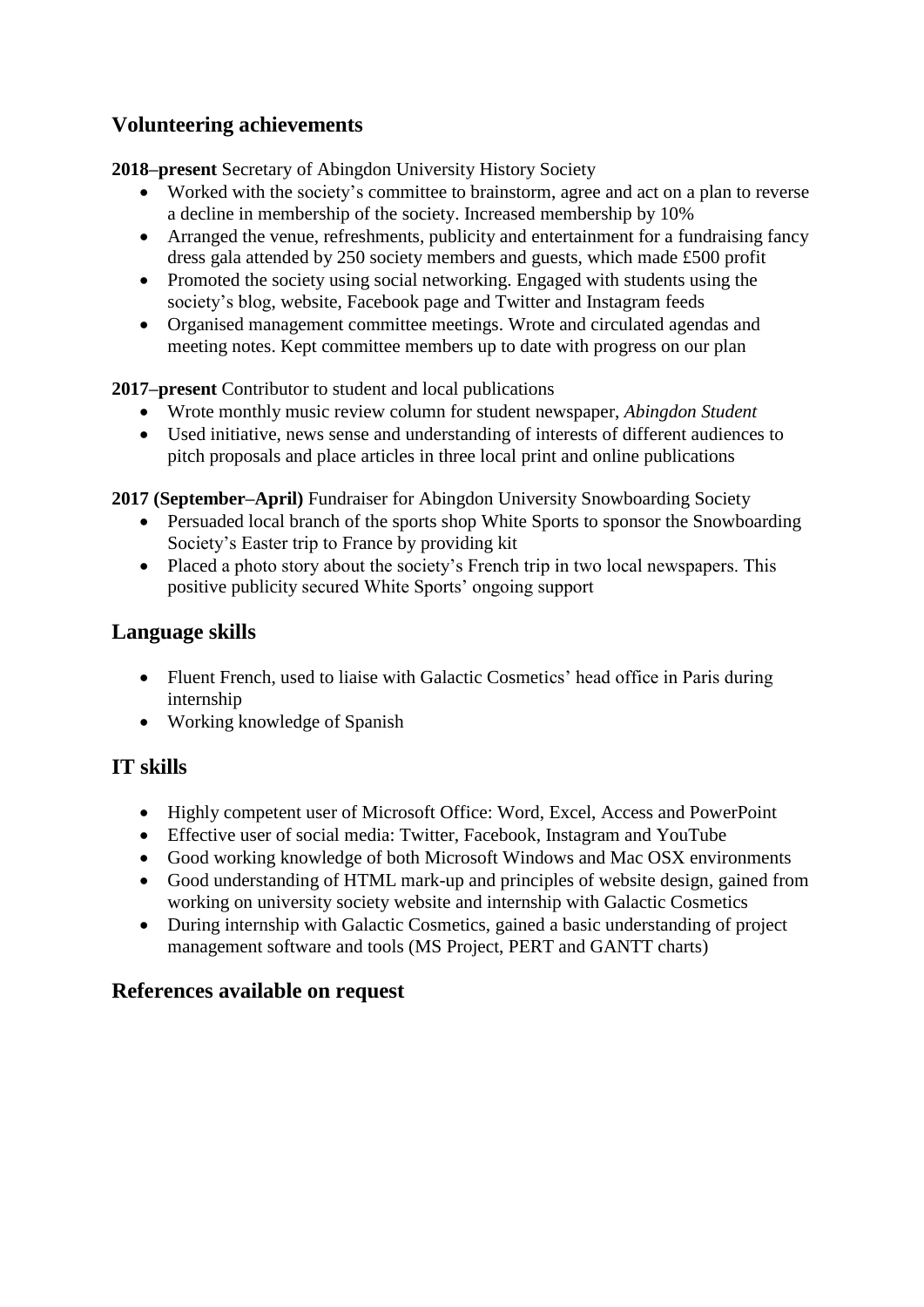## Volunteering achievements

**2018–present** Secretary of Abingdon University History Society

- Worked with the society's committee to brainstorm, agree and act on a plan to reverse a decline in membership of the society. Increased membership by 10%
- Arranged the venue, refreshments, publicity and entertainment for a fundraising fancy dress gala attended by 250 society members and guests, which made £500 profit
- Promoted the society using social networking. Engaged with students using the society's blog, website, Facebook page and Twitter and Instagram feeds
- Organised management committee meetings. Wrote and circulated agendas and meeting notes. Kept committee members up to date with progress on our plan

**2017–present** Contributor to student and local publications

- Wrote monthly music review column for student newspaper, *Abingdon Student*
- Used initiative, news sense and understanding of interests of different audiences to pitch proposals and place articles in three local print and online publications

**2017 (September–April)** Fundraiser for Abingdon University Snowboarding Society

- Persuaded local branch of the sports shop White Sports to sponsor the Snowboarding Society's Easter trip to France by providing kit
- Placed a photo story about the society's French trip in two local newspapers. This positive publicity secured White Sports' ongoing support

## Language skills

- Fluent French, used to liaise with Galactic Cosmetics' head office in Paris during internship
- Working knowledge of Spanish

## IT skills

- Highly competent user of Microsoft Office: Word, Excel, Access and PowerPoint
- Effective user of social media: Twitter, Facebook, Instagram and YouTube
- Good working knowledge of both Microsoft Windows and Mac OSX environments
- Good understanding of HTML mark-up and principles of website design, gained from working on university society website and internship with Galactic Cosmetics
- During internship with Galactic Cosmetics, gained a basic understanding of project management software and tools (MS Project, PERT and GANTT charts)

## References available on request